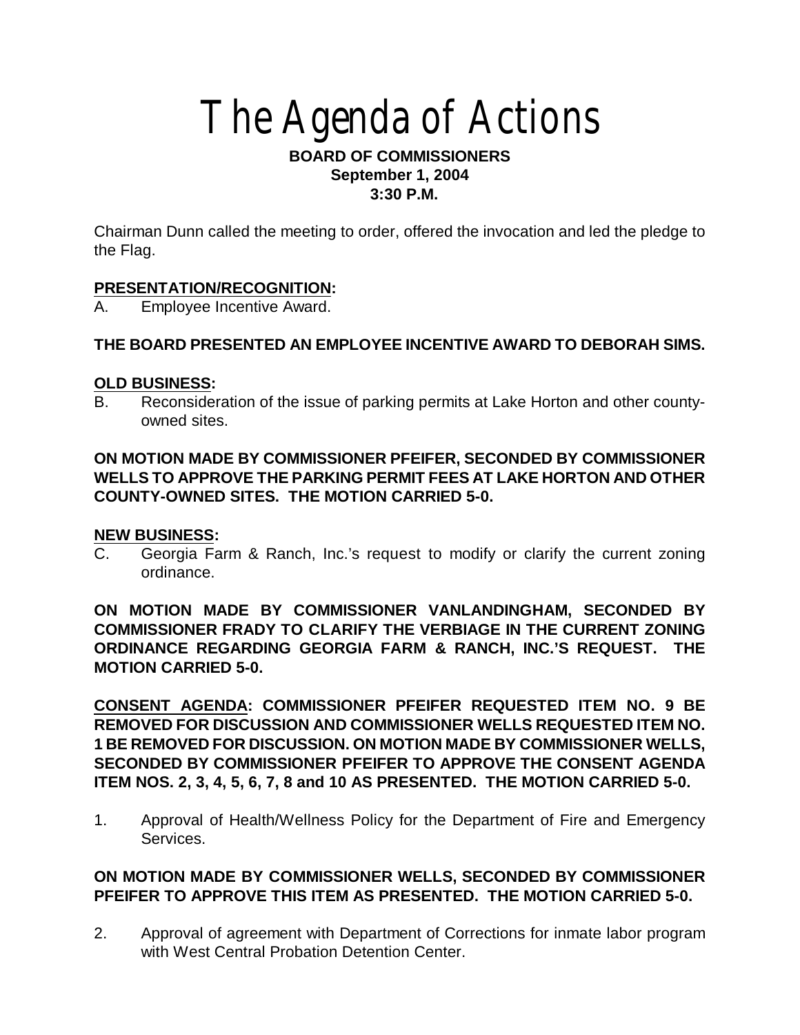# The Agenda of Actions

**BOARD OF COMMISSIONERS**
**September 1, 2004**
**3:30 P.M.**

Chairman Dunn called the meeting to order, offered the invocation and led the pledge to the Flag.

**PRESENTATION/RECOGNITION:**

A. Employee Incentive Award.

**THE BOARD PRESENTED AN EMPLOYEE INCENTIVE AWARD TO DEBORAH SIMS.**

**OLD BUSINESS:**

B. Reconsideration of the issue of parking permits at Lake Horton and other county-owned sites.

**ON MOTION MADE BY COMMISSIONER PFEIFER, SECONDED BY COMMISSIONER WELLS TO APPROVE THE PARKING PERMIT FEES AT LAKE HORTON AND OTHER COUNTY-OWNED SITES. THE MOTION CARRIED 5-0.**

**NEW BUSINESS:**

C. Georgia Farm & Ranch, Inc.'s request to modify or clarify the current zoning ordinance.

**ON MOTION MADE BY COMMISSIONER VANLANDINGHAM, SECONDED BY COMMISSIONER FRADY TO CLARIFY THE VERBIAGE IN THE CURRENT ZONING ORDINANCE REGARDING GEORGIA FARM & RANCH, INC.'S REQUEST. THE MOTION CARRIED 5-0.**

**CONSENT AGENDA: COMMISSIONER PFEIFER REQUESTED ITEM NO. 9 BE REMOVED FOR DISCUSSION AND COMMISSIONER WELLS REQUESTED ITEM NO. 1 BE REMOVED FOR DISCUSSION. ON MOTION MADE BY COMMISSIONER WELLS, SECONDED BY COMMISSIONER PFEIFER TO APPROVE THE CONSENT AGENDA ITEM NOS. 2, 3, 4, 5, 6, 7, 8 and 10 AS PRESENTED. THE MOTION CARRIED 5-0.**

1. Approval of Health/Wellness Policy for the Department of Fire and Emergency Services.

**ON MOTION MADE BY COMMISSIONER WELLS, SECONDED BY COMMISSIONER PFEIFER TO APPROVE THIS ITEM AS PRESENTED. THE MOTION CARRIED 5-0.**

2. Approval of agreement with Department of Corrections for inmate labor program with West Central Probation Detention Center.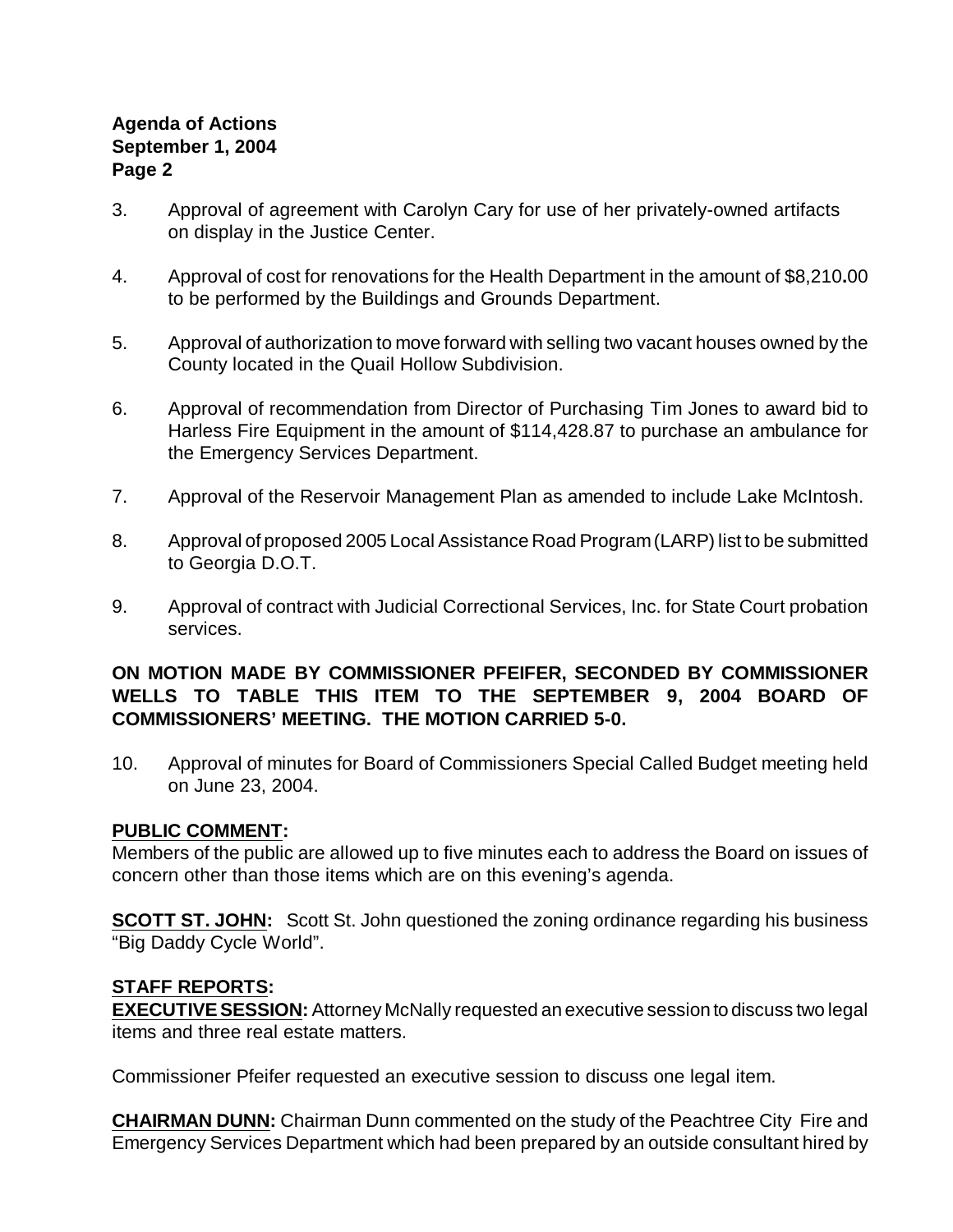3. Approval of agreement with Carolyn Cary for use of her privately-owned artifacts on display in the Justice Center.

4. Approval of cost for renovations for the Health Department in the amount of $8,210.00 to be performed by the Buildings and Grounds Department.

5. Approval of authorization to move forward with selling two vacant houses owned by the County located in the Quail Hollow Subdivision.

6. Approval of recommendation from Director of Purchasing Tim Jones to award bid to Harless Fire Equipment in the amount of $114,428.87 to purchase an ambulance for the Emergency Services Department.

7. Approval of the Reservoir Management Plan as amended to include Lake McIntosh.

8. Approval of proposed 2005 Local Assistance Road Program (LARP) list to be submitted to Georgia D.O.T.

9. Approval of contract with Judicial Correctional Services, Inc. for State Court probation services.

**ON MOTION MADE BY COMMISSIONER PFEIFER, SECONDED BY COMMISSIONER WELLS TO TABLE THIS ITEM TO THE SEPTEMBER 9, 2004 BOARD OF COMMISSIONERS' MEETING. THE MOTION CARRIED 5-0.**

10. Approval of minutes for Board of Commissioners Special Called Budget meeting held on June 23, 2004.

**PUBLIC COMMENT:**

Members of the public are allowed up to five minutes each to address the Board on issues of concern other than those items which are on this evening's agenda.

**SCOTT ST. JOHN:** Scott St. John questioned the zoning ordinance regarding his business "Big Daddy Cycle World".

**STAFF REPORTS:**

**EXECUTIVE SESSION:** Attorney McNally requested an executive session to discuss two legal items and three real estate matters.

Commissioner Pfeifer requested an executive session to discuss one legal item.

**CHAIRMAN DUNN:** Chairman Dunn commented on the study of the Peachtree City Fire and Emergency Services Department which had been prepared by an outside consultant hired by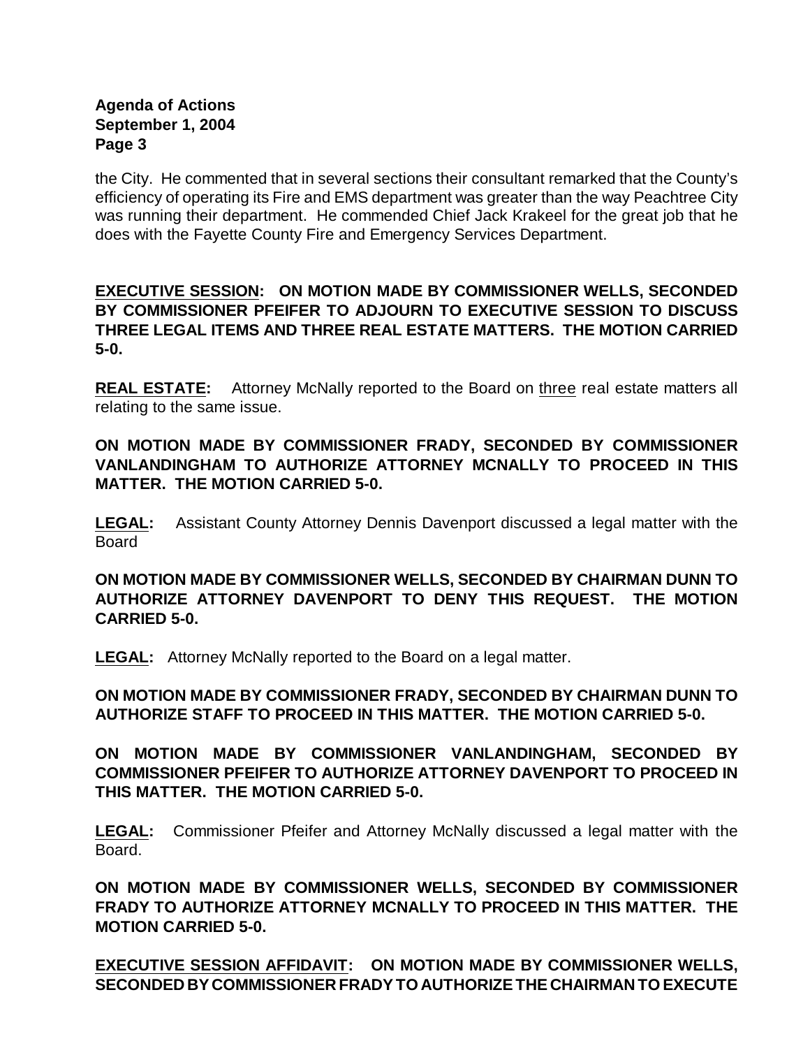the City. He commented that in several sections their consultant remarked that the County's efficiency of operating its Fire and EMS department was greater than the way Peachtree City was running their department. He commended Chief Jack Krakeel for the great job that he does with the Fayette County Fire and Emergency Services Department.

**EXECUTIVE SESSION: ON MOTION MADE BY COMMISSIONER WELLS, SECONDED BY COMMISSIONER PFEIFER TO ADJOURN TO EXECUTIVE SESSION TO DISCUSS THREE LEGAL ITEMS AND THREE REAL ESTATE MATTERS. THE MOTION CARRIED 5-0.**

**REAL ESTATE:** Attorney McNally reported to the Board on three real estate matters all relating to the same issue.

**ON MOTION MADE BY COMMISSIONER FRADY, SECONDED BY COMMISSIONER VANLANDINGHAM TO AUTHORIZE ATTORNEY MCNALLY TO PROCEED IN THIS MATTER. THE MOTION CARRIED 5-0.**

**LEGAL:** Assistant County Attorney Dennis Davenport discussed a legal matter with the Board

**ON MOTION MADE BY COMMISSIONER WELLS, SECONDED BY CHAIRMAN DUNN TO AUTHORIZE ATTORNEY DAVENPORT TO DENY THIS REQUEST. THE MOTION CARRIED 5-0.**

**LEGAL:** Attorney McNally reported to the Board on a legal matter.

**ON MOTION MADE BY COMMISSIONER FRADY, SECONDED BY CHAIRMAN DUNN TO AUTHORIZE STAFF TO PROCEED IN THIS MATTER. THE MOTION CARRIED 5-0.**

**ON MOTION MADE BY COMMISSIONER VANLANDINGHAM, SECONDED BY COMMISSIONER PFEIFER TO AUTHORIZE ATTORNEY DAVENPORT TO PROCEED IN THIS MATTER. THE MOTION CARRIED 5-0.**

**LEGAL:** Commissioner Pfeifer and Attorney McNally discussed a legal matter with the Board.

**ON MOTION MADE BY COMMISSIONER WELLS, SECONDED BY COMMISSIONER FRADY TO AUTHORIZE ATTORNEY MCNALLY TO PROCEED IN THIS MATTER. THE MOTION CARRIED 5-0.**

**EXECUTIVE SESSION AFFIDAVIT: ON MOTION MADE BY COMMISSIONER WELLS, SECONDED BY COMMISSIONER FRADY TO AUTHORIZE THE CHAIRMAN TO EXECUTE**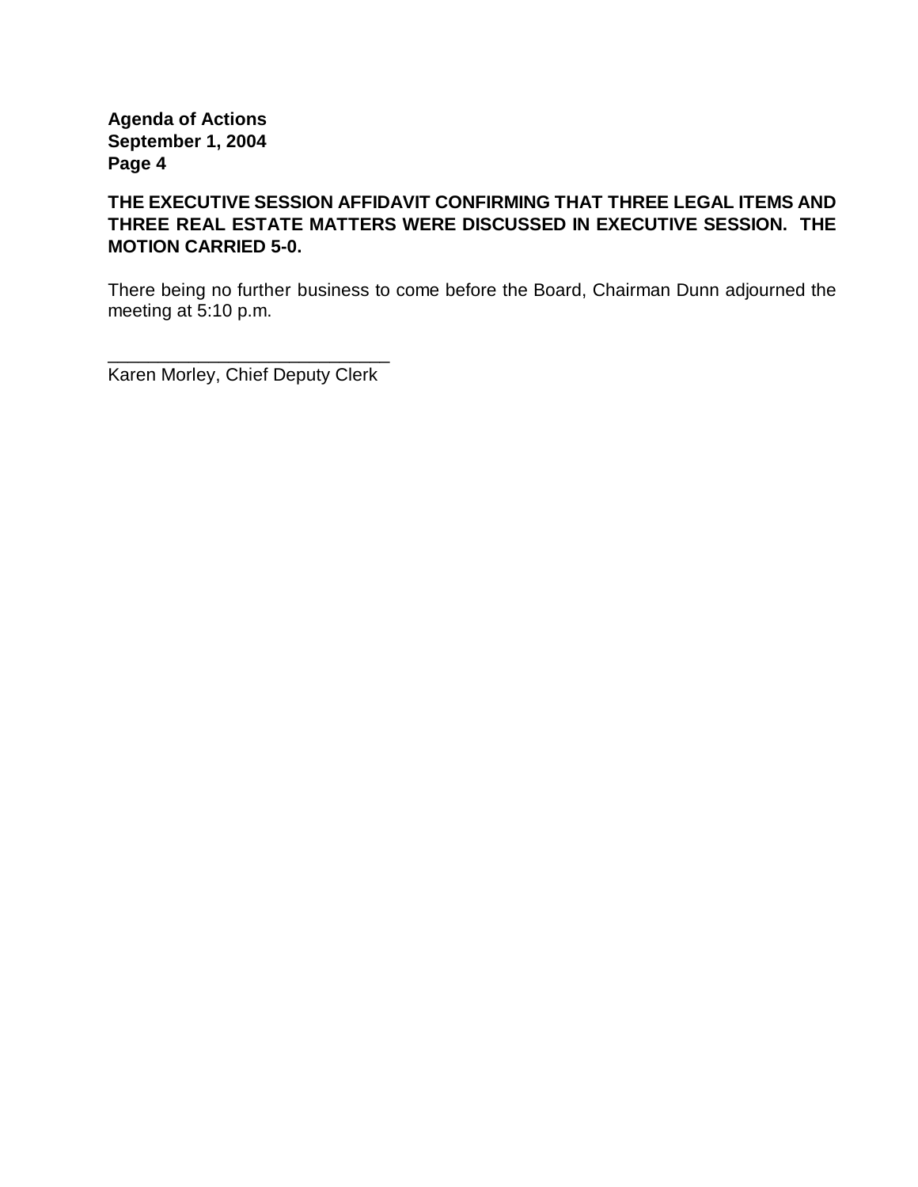**THE EXECUTIVE SESSION AFFIDAVIT CONFIRMING THAT THREE LEGAL ITEMS AND THREE REAL ESTATE MATTERS WERE DISCUSSED IN EXECUTIVE SESSION. THE MOTION CARRIED 5-0.**

There being no further business to come before the Board, Chairman Dunn adjourned the meeting at 5:10 p.m.

\_\_\_\_\_\_\_\_\_\_\_\_\_\_\_\_\_\_\_\_\_\_\_\_\_\_\_\_\_\_
Karen Morley, Chief Deputy Clerk